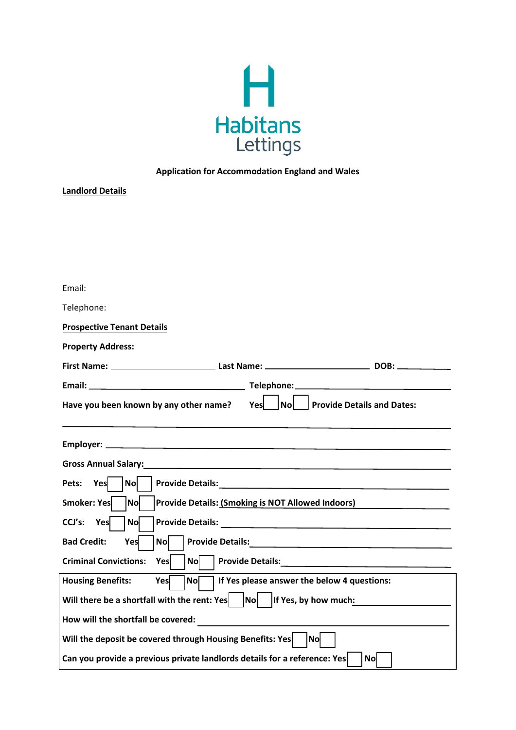**Habitans Lettings**

**Application for Accommodation England and Wales**

**Landlord Details**

Email:

Telephone:

**Prospective Tenant Details**

**Property Address:**

**First Name:** ______________________ **Last Name:** ______________________ **DOB:** ___________

**Email:** _________________________________ **Telephone:** _________________________________

**Have you been known by any other name?** **Yes** ☐ **No** ☐ **Provide Details and Dates:**

_______________________________________________________________________________

**Employer:** ___________________________________________________________________________

**Gross Annual Salary:** _________________________________________________________________

**Pets:** **Yes** ☐ **No** ☐ **Provide Details:** ___________________________________________________

**Smoker: Yes** ☐ **No** ☐ **Provide Details:** **(Smoking is NOT Allowed Indoors)** ____________

**CCJ's:** **Yes** ☐ **No** ☐ **Provide Details:** ___________________________________________________

**Bad Credit:** **Yes** ☐ **No** ☐ **Provide Details:** __________________________________________

**Criminal Convictions:** **Yes** ☐ **No** ☐ **Provide Details:** ___________________________________

**Housing Benefits:** **Yes** ☐ **No** ☐ **If Yes please answer the below 4 questions:**

**Will there be a shortfall with the rent: Yes** ☐ **No** ☐ **If Yes, by how much:** ________________

**How will the shortfall be covered:** ___________________________________________________

**Will the deposit be covered through Housing Benefits: Yes** ☐ **No** ☐

**Can you provide a previous private landlords details for a reference: Yes** ☐ **No** ☐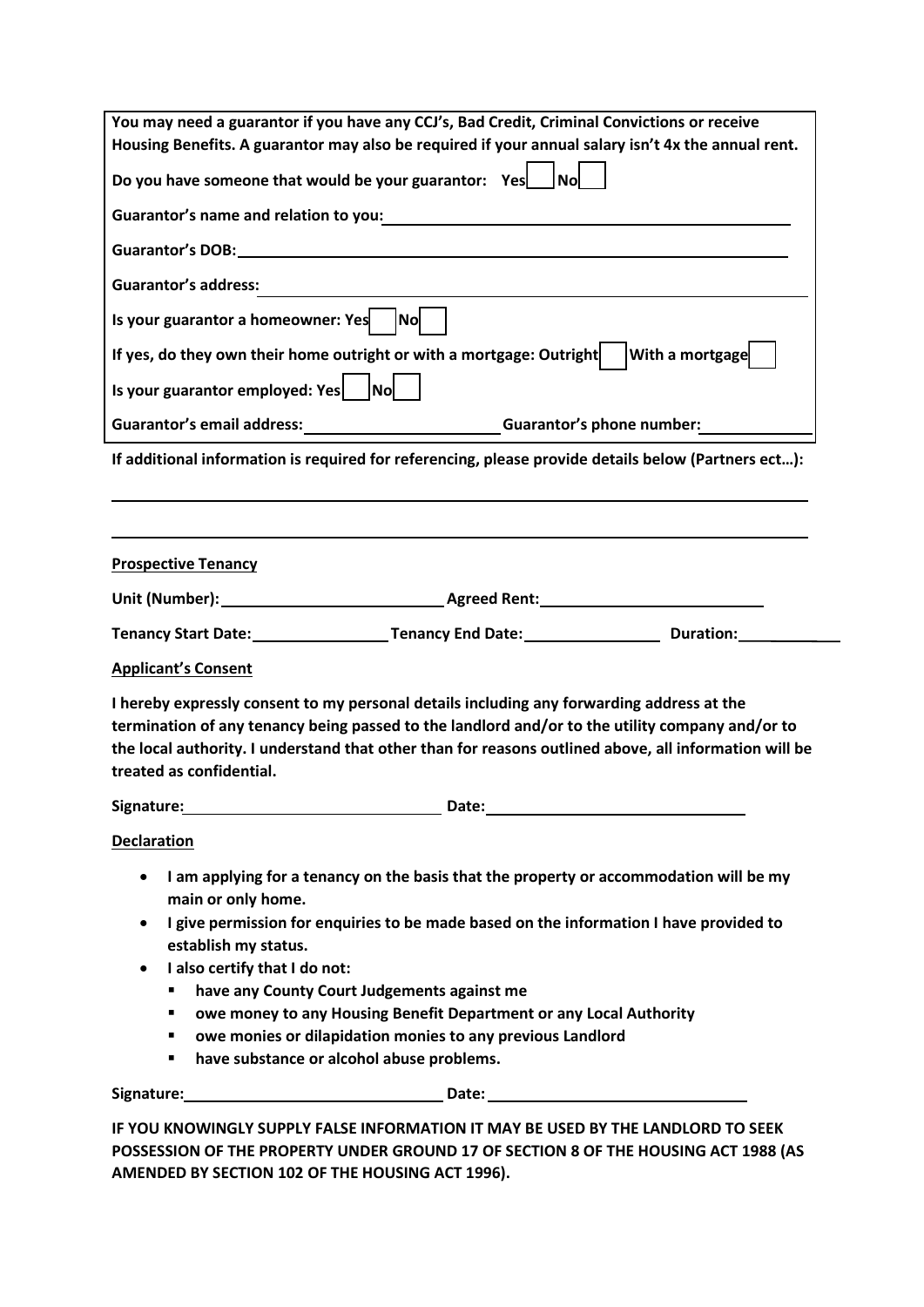**You may need a guarantor if you have any CCJ's, Bad Credit, Criminal Convictions or receive Housing Benefits. A guarantor may also be required if your annual salary isn't 4x the annual rent.**

**Do you have someone that would be your guarantor: Yes ☐ No ☐**

**Guarantor's name and relation to you:** ____________________

**Guarantor's DOB:** ____________________

**Guarantor's address:** ____________________

**Is your guarantor a homeowner: Yes ☐ No ☐**

**If yes, do they own their home outright or with a mortgage: Outright ☐ With a mortgage ☐**

**Is your guarantor employed: Yes ☐ No ☐**

**Guarantor's email address:** ____________________ **Guarantor's phone number:** ____________________

**If additional information is required for referencing, please provide details below (Partners ect…):**

____________________

____________________

**Prospective Tenancy**

**Unit (Number):** ____________________ **Agreed Rent:** ____________________

**Tenancy Start Date:** ____________________ **Tenancy End Date:** ____________________ **Duration:** ____________________

**Applicant's Consent**

**I hereby expressly consent to my personal details including any forwarding address at the termination of any tenancy being passed to the landlord and/or to the utility company and/or to the local authority. I understand that other than for reasons outlined above, all information will be treated as confidential.**

**Signature:** ____________________ **Date:** ____________________

**Declaration**

- **I am applying for a tenancy on the basis that the property or accommodation will be my main or only home.**
- **I give permission for enquiries to be made based on the information I have provided to establish my status.**
- **I also certify that I do not:**
  - **have any County Court Judgements against me**
  - **owe money to any Housing Benefit Department or any Local Authority**
  - **owe monies or dilapidation monies to any previous Landlord**
  - **have substance or alcohol abuse problems.**

**Signature:** ____________________ **Date:** ____________________

**IF YOU KNOWINGLY SUPPLY FALSE INFORMATION IT MAY BE USED BY THE LANDLORD TO SEEK POSSESSION OF THE PROPERTY UNDER GROUND 17 OF SECTION 8 OF THE HOUSING ACT 1988 (AS AMENDED BY SECTION 102 OF THE HOUSING ACT 1996).**